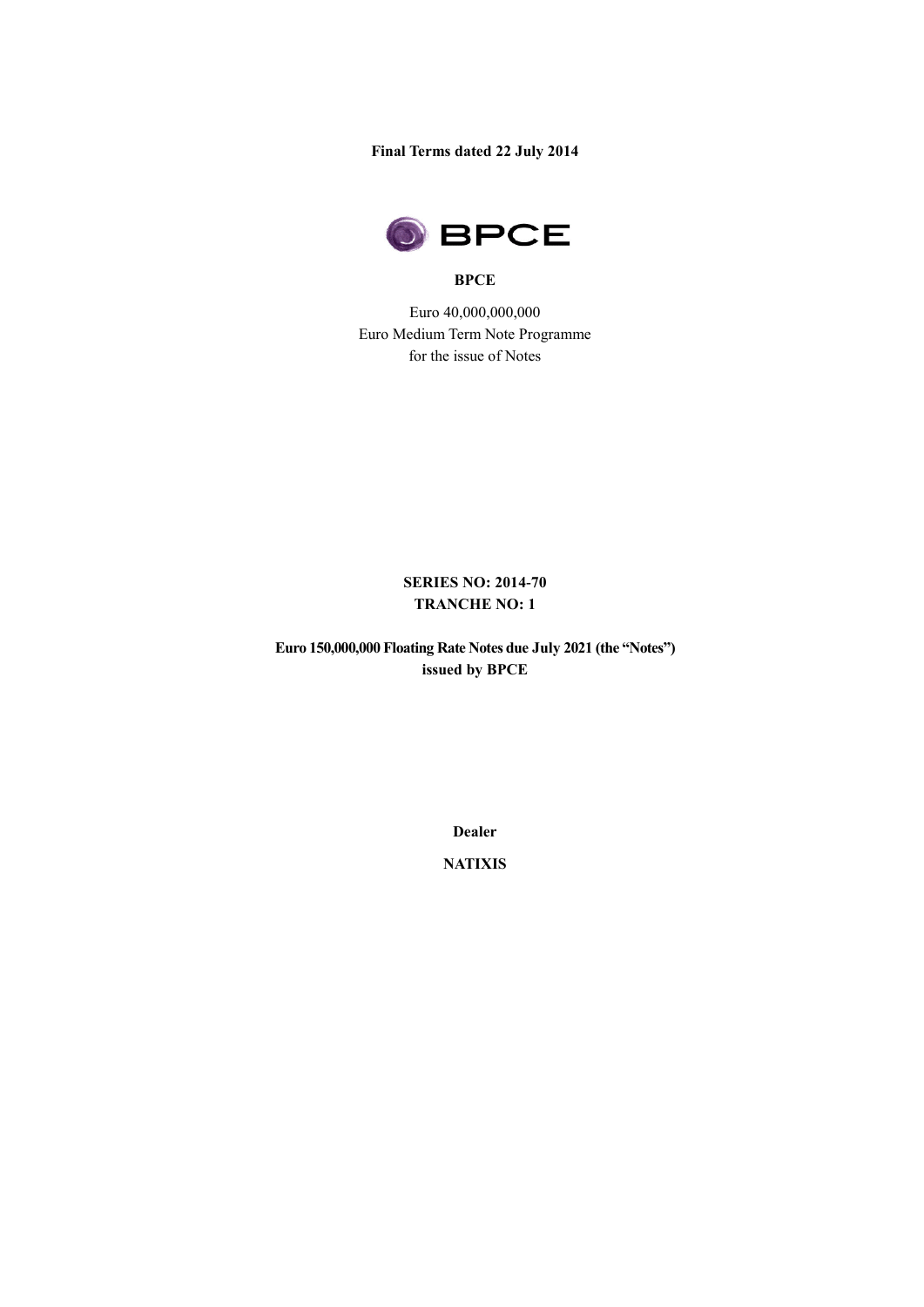**Final Terms dated 22 July 2014**

**BPCE**

Euro 40,000,000,000
Euro Medium Term Note Programme
for the issue of Notes

**SERIES NO: 2014-70**
**TRANCHE NO: 1**

**Euro 150,000,000 Floating Rate Notes due July 2021 (the "Notes")**
**issued by BPCE**

**Dealer**

**NATIXIS**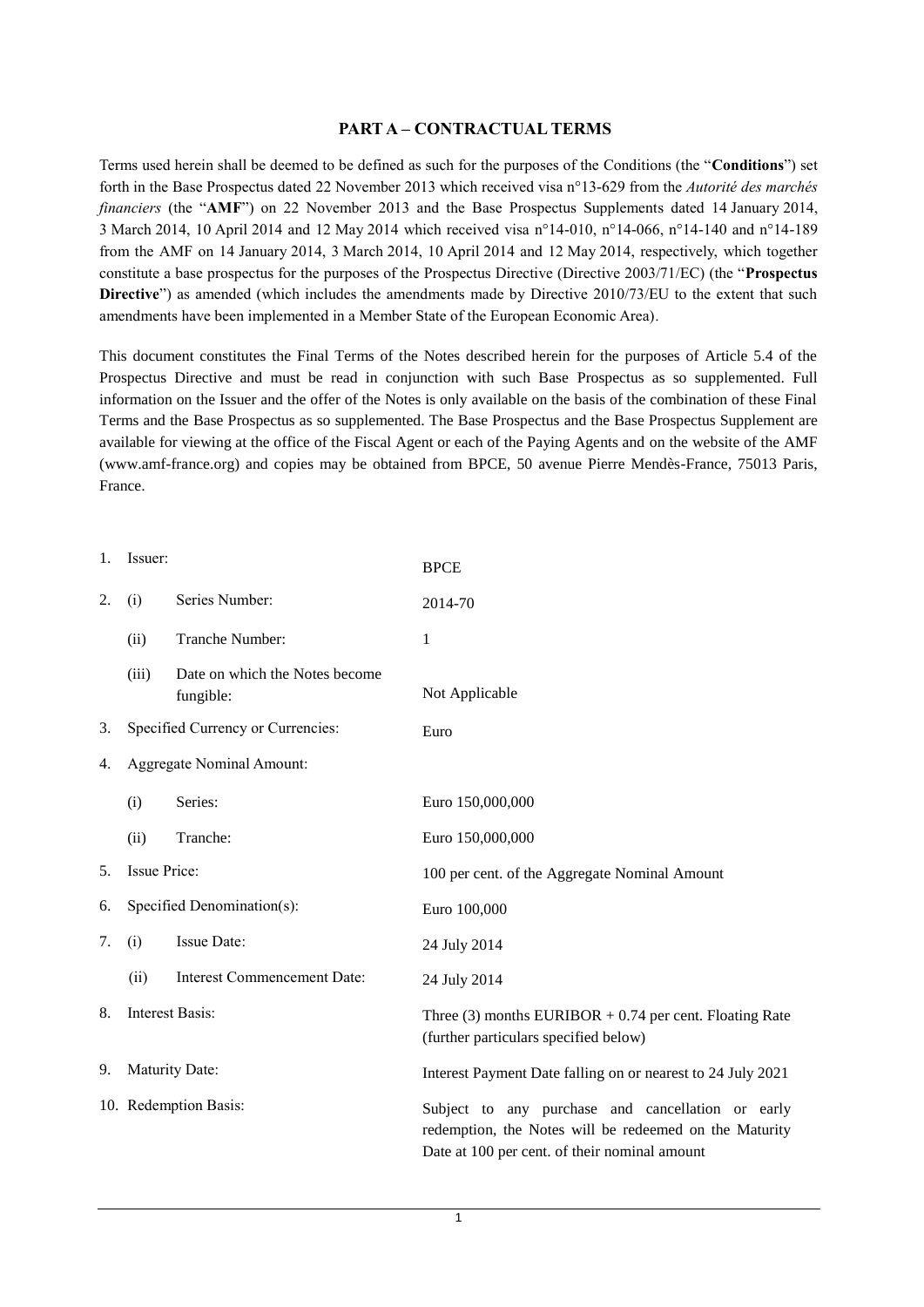## PART A – CONTRACTUAL TERMS

Terms used herein shall be deemed to be defined as such for the purposes of the Conditions (the "**Conditions**") set forth in the Base Prospectus dated 22 November 2013 which received visa n°13-629 from the *Autorité des marchés financiers* (the "**AMF**") on 22 November 2013 and the Base Prospectus Supplements dated 14 January 2014, 3 March 2014, 10 April 2014 and 12 May 2014 which received visa n°14-010, n°14-066, n°14-140 and n°14-189 from the AMF on 14 January 2014, 3 March 2014, 10 April 2014 and 12 May 2014, respectively, which together constitute a base prospectus for the purposes of the Prospectus Directive (Directive 2003/71/EC) (the "**Prospectus Directive**") as amended (which includes the amendments made by Directive 2010/73/EU to the extent that such amendments have been implemented in a Member State of the European Economic Area).

This document constitutes the Final Terms of the Notes described herein for the purposes of Article 5.4 of the Prospectus Directive and must be read in conjunction with such Base Prospectus as so supplemented. Full information on the Issuer and the offer of the Notes is only available on the basis of the combination of these Final Terms and the Base Prospectus as so supplemented. The Base Prospectus and the Base Prospectus Supplement are available for viewing at the office of the Fiscal Agent or each of the Paying Agents and on the website of the AMF (www.amf-france.org) and copies may be obtained from BPCE, 50 avenue Pierre Mendès-France, 75013 Paris, France.

| | | |
|---|---|---|
| 1. | Issuer: | BPCE |
| 2. | (i) Series Number: | 2014-70 |
| | (ii) Tranche Number: | 1 |
| | (iii) Date on which the Notes become fungible: | Not Applicable |
| 3. | Specified Currency or Currencies: | Euro |
| 4. | Aggregate Nominal Amount: | |
| | (i) Series: | Euro 150,000,000 |
| | (ii) Tranche: | Euro 150,000,000 |
| 5. | Issue Price: | 100 per cent. of the Aggregate Nominal Amount |
| 6. | Specified Denomination(s): | Euro 100,000 |
| 7. | (i) Issue Date: | 24 July 2014 |
| | (ii) Interest Commencement Date: | 24 July 2014 |
| 8. | Interest Basis: | Three (3) months EURIBOR + 0.74 per cent. Floating Rate (further particulars specified below) |
| 9. | Maturity Date: | Interest Payment Date falling on or nearest to 24 July 2021 |
| 10. | Redemption Basis: | Subject to any purchase and cancellation or early redemption, the Notes will be redeemed on the Maturity Date at 100 per cent. of their nominal amount |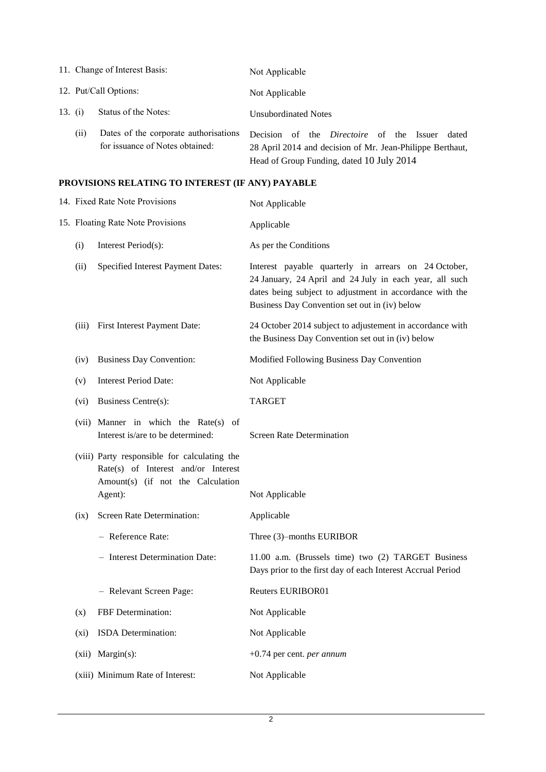| | | |
|---|---|---|
| 11. | Change of Interest Basis: | Not Applicable |
| 12. | Put/Call Options: | Not Applicable |
| 13. (i) | Status of the Notes: | Unsubordinated Notes |
| (ii) | Dates of the corporate authorisations for issuance of Notes obtained: | Decision of the *Directoire* of the Issuer dated 28 April 2014 and decision of Mr. Jean-Philippe Berthaut, Head of Group Funding, dated 10 July 2014 |

**PROVISIONS RELATING TO INTEREST (IF ANY) PAYABLE**

| | | |
|---|---|---|
| 14. | Fixed Rate Note Provisions | Not Applicable |
| 15. | Floating Rate Note Provisions | Applicable |
| (i) | Interest Period(s): | As per the Conditions |
| (ii) | Specified Interest Payment Dates: | Interest payable quarterly in arrears on 24 October, 24 January, 24 April and 24 July in each year, all such dates being subject to adjustment in accordance with the Business Day Convention set out in (iv) below |
| (iii) | First Interest Payment Date: | 24 October 2014 subject to adjustement in accordance with the Business Day Convention set out in (iv) below |
| (iv) | Business Day Convention: | Modified Following Business Day Convention |
| (v) | Interest Period Date: | Not Applicable |
| (vi) | Business Centre(s): | TARGET |
| (vii) | Manner in which the Rate(s) of Interest is/are to be determined: | Screen Rate Determination |
| (viii) | Party responsible for calculating the Rate(s) of Interest and/or Interest Amount(s) (if not the Calculation Agent): | Not Applicable |
| (ix) | Screen Rate Determination: | Applicable |
| | – Reference Rate: | Three (3)–months EURIBOR |
| | – Interest Determination Date: | 11.00 a.m. (Brussels time) two (2) TARGET Business Days prior to the first day of each Interest Accrual Period |
| | – Relevant Screen Page: | Reuters EURIBOR01 |
| (x) | FBF Determination: | Not Applicable |
| (xi) | ISDA Determination: | Not Applicable |
| (xii) | Margin(s): | +0.74 per cent. *per annum* |
| (xiii) | Minimum Rate of Interest: | Not Applicable |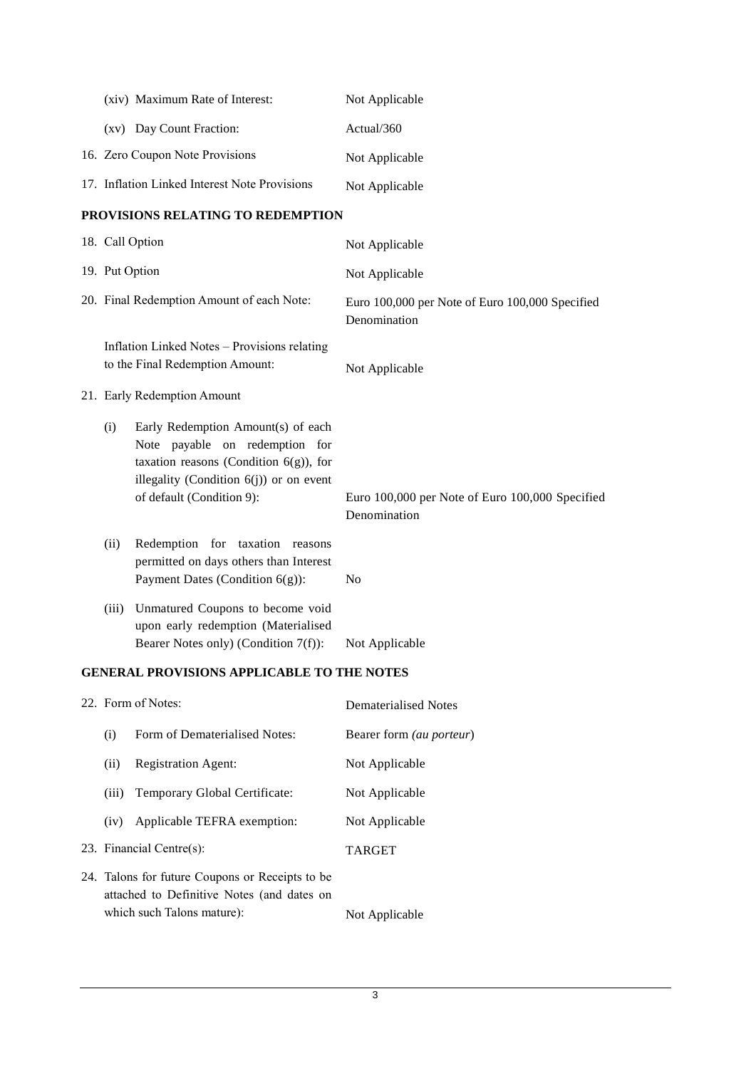| | |
|---|---|
| (xiv) Maximum Rate of Interest: | Not Applicable |
| (xv) Day Count Fraction: | Actual/360 |
| 16. Zero Coupon Note Provisions | Not Applicable |
| 17. Inflation Linked Interest Note Provisions | Not Applicable |

**PROVISIONS RELATING TO REDEMPTION**

| | |
|---|---|
| 18. Call Option | Not Applicable |
| 19. Put Option | Not Applicable |
| 20. Final Redemption Amount of each Note: | Euro 100,000 per Note of Euro 100,000 Specified Denomination |
| Inflation Linked Notes – Provisions relating to the Final Redemption Amount: | Not Applicable |
| 21. Early Redemption Amount | |
| (i) Early Redemption Amount(s) of each Note payable on redemption for taxation reasons (Condition 6(g)), for illegality (Condition 6(j)) or on event of default (Condition 9): | Euro 100,000 per Note of Euro 100,000 Specified Denomination |
| (ii) Redemption for taxation reasons permitted on days others than Interest Payment Dates (Condition 6(g)): | No |
| (iii) Unmatured Coupons to become void upon early redemption (Materialised Bearer Notes only) (Condition 7(f)): | Not Applicable |

**GENERAL PROVISIONS APPLICABLE TO THE NOTES**

| | |
|---|---|
| 22. Form of Notes: | Dematerialised Notes |
| (i) Form of Dematerialised Notes: | Bearer form *(au porteur)* |
| (ii) Registration Agent: | Not Applicable |
| (iii) Temporary Global Certificate: | Not Applicable |
| (iv) Applicable TEFRA exemption: | Not Applicable |
| 23. Financial Centre(s): | TARGET |
| 24. Talons for future Coupons or Receipts to be attached to Definitive Notes (and dates on which such Talons mature): | Not Applicable |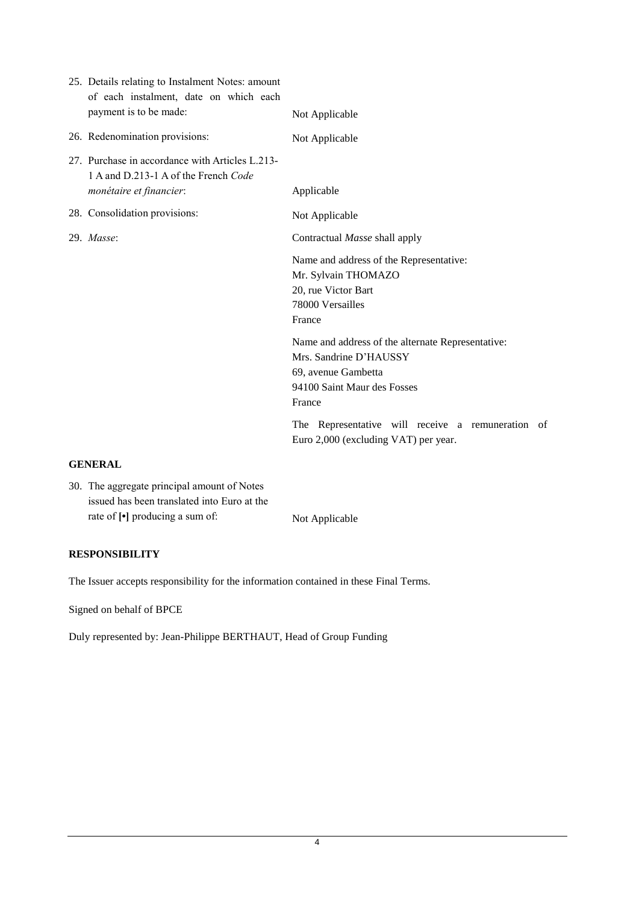| | |
|---|---|
| 25. Details relating to Instalment Notes: amount of each instalment, date on which each payment is to be made: | Not Applicable |
| 26. Redenomination provisions: | Not Applicable |
| 27. Purchase in accordance with Articles L.213-1 A and D.213-1 A of the French *Code monétaire et financier*: | Applicable |
| 28. Consolidation provisions: | Not Applicable |
| 29. *Masse*: | Contractual *Masse* shall apply<br><br>Name and address of the Representative:<br>Mr. Sylvain THOMAZO<br>20, rue Victor Bart<br>78000 Versailles<br>France<br><br>Name and address of the alternate Representative:<br>Mrs. Sandrine D'HAUSSY<br>69, avenue Gambetta<br>94100 Saint Maur des Fosses<br>France<br><br>The Representative will receive a remuneration of Euro 2,000 (excluding VAT) per year. |

**GENERAL**

| | |
|---|---|
| 30. The aggregate principal amount of Notes issued has been translated into Euro at the rate of **[•]** producing a sum of: | Not Applicable |

**RESPONSIBILITY**

The Issuer accepts responsibility for the information contained in these Final Terms.

Signed on behalf of BPCE

Duly represented by: Jean-Philippe BERTHAUT, Head of Group Funding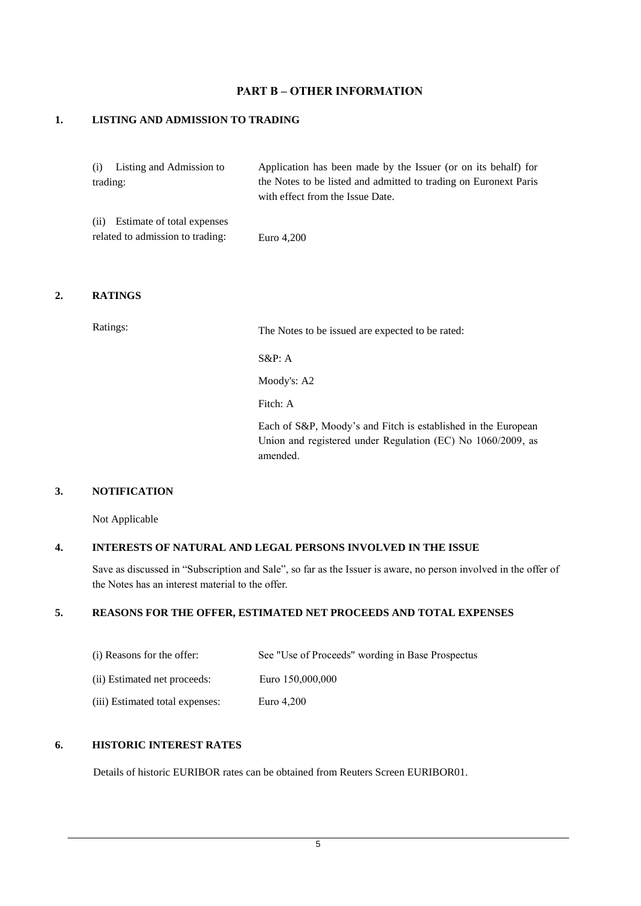# PART B – OTHER INFORMATION

## 1. LISTING AND ADMISSION TO TRADING

| | |
|---|---|
| (i) Listing and Admission to trading: | Application has been made by the Issuer (or on its behalf) for the Notes to be listed and admitted to trading on Euronext Paris with effect from the Issue Date. |
| (ii) Estimate of total expenses related to admission to trading: | Euro 4,200 |

## 2. RATINGS

| | |
|---|---|
| Ratings: | The Notes to be issued are expected to be rated: |
| | S&P: A |
| | Moody's: A2 |
| | Fitch: A |
| | Each of S&P, Moody's and Fitch is established in the European Union and registered under Regulation (EC) No 1060/2009, as amended. |

## 3. NOTIFICATION

Not Applicable

## 4. INTERESTS OF NATURAL AND LEGAL PERSONS INVOLVED IN THE ISSUE

Save as discussed in "Subscription and Sale", so far as the Issuer is aware, no person involved in the offer of the Notes has an interest material to the offer.

## 5. REASONS FOR THE OFFER, ESTIMATED NET PROCEEDS AND TOTAL EXPENSES

| | |
|---|---|
| (i) Reasons for the offer: | See "Use of Proceeds" wording in Base Prospectus |
| (ii) Estimated net proceeds: | Euro 150,000,000 |
| (iii) Estimated total expenses: | Euro 4,200 |

## 6. HISTORIC INTEREST RATES

Details of historic EURIBOR rates can be obtained from Reuters Screen EURIBOR01.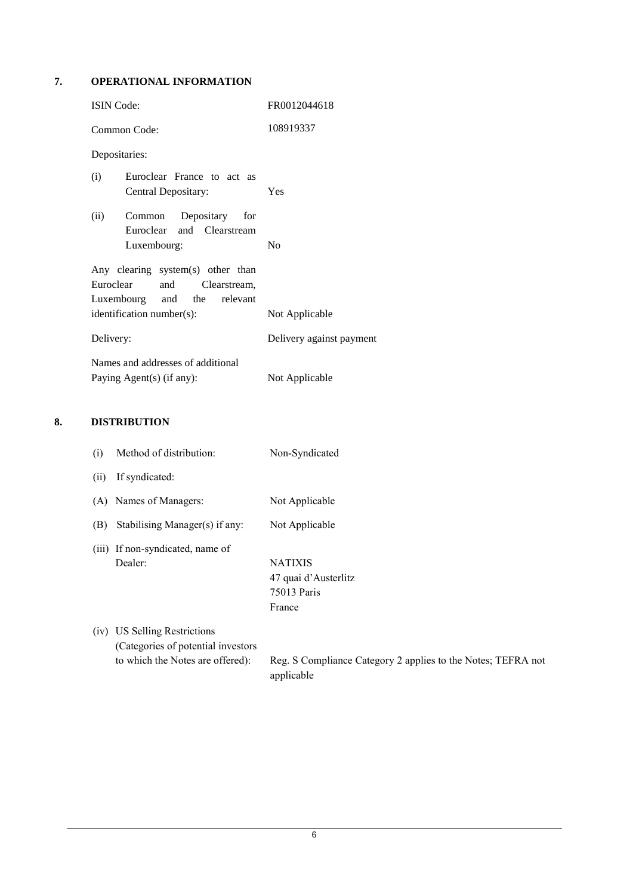## 7. OPERATIONAL INFORMATION

| | |
|---|---|
| ISIN Code: | FR0012044618 |
| Common Code: | 108919337 |
| Depositaries: | |
| (i) Euroclear France to act as Central Depositary: | Yes |
| (ii) Common Depositary for Euroclear and Clearstream Luxembourg: | No |
| Any clearing system(s) other than Euroclear and Clearstream, Luxembourg and the relevant identification number(s): | Not Applicable |
| Delivery: | Delivery against payment |
| Names and addresses of additional Paying Agent(s) (if any): | Not Applicable |

## 8. DISTRIBUTION

| | |
|---|---|
| (i) Method of distribution: | Non-Syndicated |
| (ii) If syndicated: | |
| (A) Names of Managers: | Not Applicable |
| (B) Stabilising Manager(s) if any: | Not Applicable |
| (iii) If non-syndicated, name of Dealer: | NATIXIS<br>47 quai d'Austerlitz<br>75013 Paris<br>France |
| (iv) US Selling Restrictions (Categories of potential investors to which the Notes are offered): | Reg. S Compliance Category 2 applies to the Notes; TEFRA not applicable |